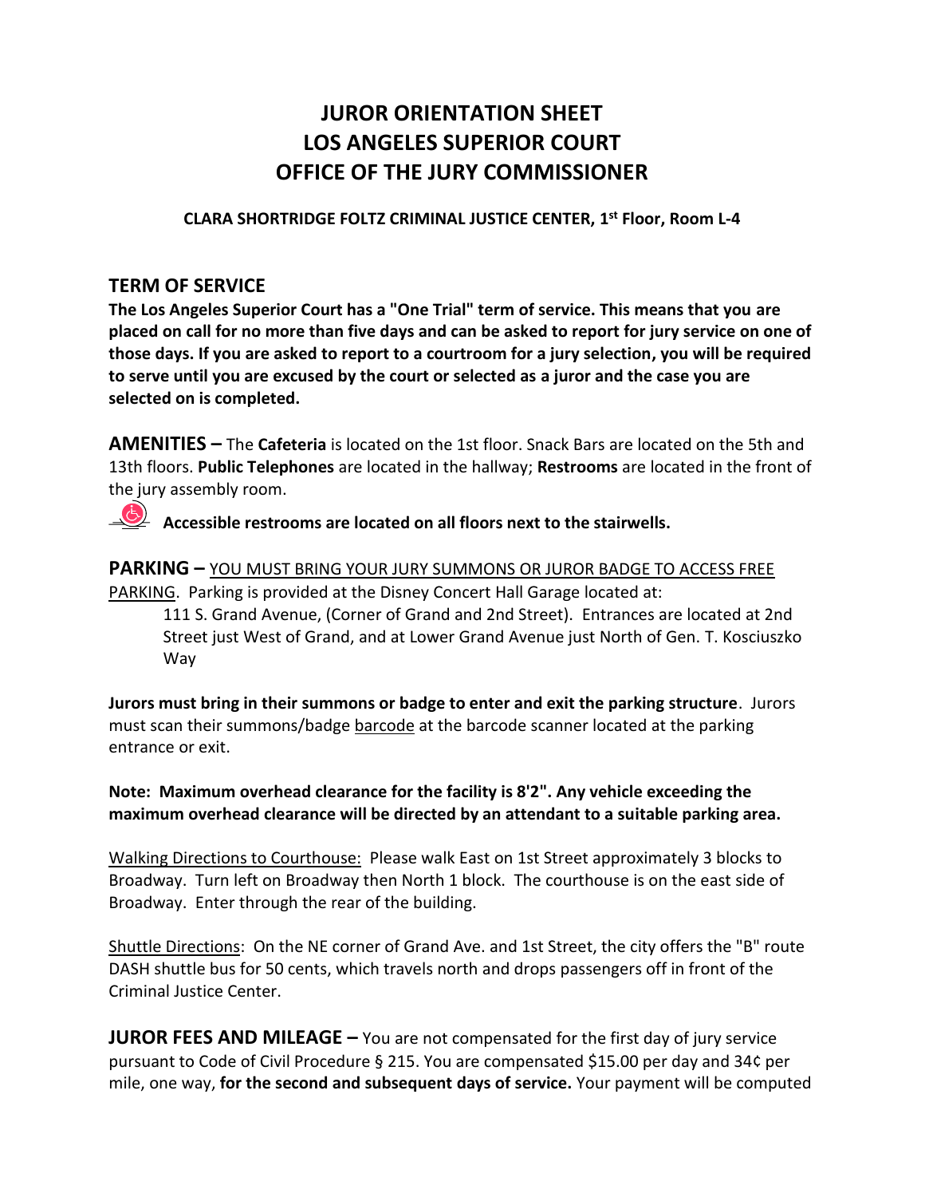# JUROR ORIENTATION SHEET
# LOS ANGELES SUPERIOR COURT
# OFFICE OF THE JURY COMMISSIONER

**CLARA SHORTRIDGE FOLTZ CRIMINAL JUSTICE CENTER, 1st Floor, Room L-4**

## TERM OF SERVICE

**The Los Angeles Superior Court has a "One Trial" term of service. This means that you are placed on call for no more than five days and can be asked to report for jury service on one of those days. If you are asked to report to a courtroom for a jury selection, you will be required to serve until you are excused by the court or selected as a juror and the case you are selected on is completed.**

**AMENITIES –** The **Cafeteria** is located on the 1st floor. Snack Bars are located on the 5th and 13th floors. **Public Telephones** are located in the hallway; **Restrooms** are located in the front of the jury assembly room.

**Accessible restrooms are located on all floors next to the stairwells.**

**PARKING –** YOU MUST BRING YOUR JURY SUMMONS OR JUROR BADGE TO ACCESS FREE PARKING. Parking is provided at the Disney Concert Hall Garage located at:

111 S. Grand Avenue, (Corner of Grand and 2nd Street). Entrances are located at 2nd Street just West of Grand, and at Lower Grand Avenue just North of Gen. T. Kosciuszko Way

**Jurors must bring in their summons or badge to enter and exit the parking structure**. Jurors must scan their summons/badge barcode at the barcode scanner located at the parking entrance or exit.

**Note: Maximum overhead clearance for the facility is 8'2". Any vehicle exceeding the maximum overhead clearance will be directed by an attendant to a suitable parking area.**

Walking Directions to Courthouse: Please walk East on 1st Street approximately 3 blocks to Broadway. Turn left on Broadway then North 1 block. The courthouse is on the east side of Broadway. Enter through the rear of the building.

Shuttle Directions: On the NE corner of Grand Ave. and 1st Street, the city offers the "B" route DASH shuttle bus for 50 cents, which travels north and drops passengers off in front of the Criminal Justice Center.

**JUROR FEES AND MILEAGE –** You are not compensated for the first day of jury service pursuant to Code of Civil Procedure § 215. You are compensated $15.00 per day and 34¢ per mile, one way, **for the second and subsequent days of service.** Your payment will be computed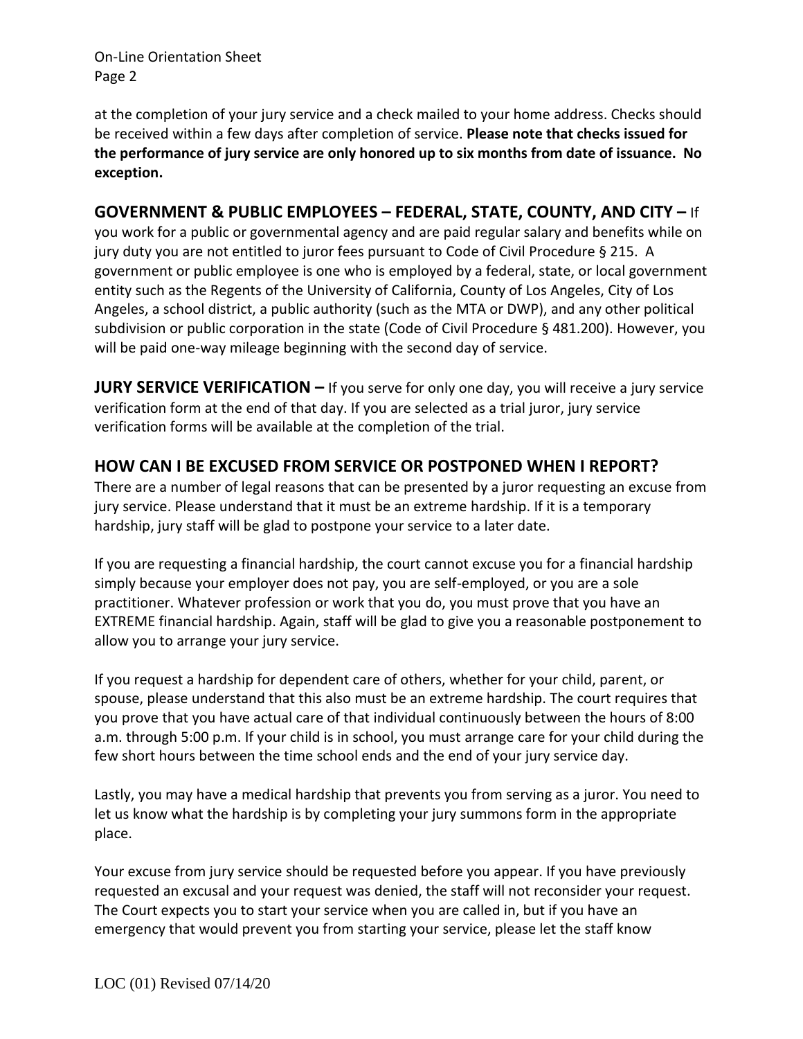at the completion of your jury service and a check mailed to your home address. Checks should be received within a few days after completion of service. **Please note that checks issued for the performance of jury service are only honored up to six months from date of issuance. No exception.**

**GOVERNMENT & PUBLIC EMPLOYEES – FEDERAL, STATE, COUNTY, AND CITY –** If you work for a public or governmental agency and are paid regular salary and benefits while on jury duty you are not entitled to juror fees pursuant to Code of Civil Procedure § 215. A government or public employee is one who is employed by a federal, state, or local government entity such as the Regents of the University of California, County of Los Angeles, City of Los Angeles, a school district, a public authority (such as the MTA or DWP), and any other political subdivision or public corporation in the state (Code of Civil Procedure § 481.200). However, you will be paid one-way mileage beginning with the second day of service.

**JURY SERVICE VERIFICATION –** If you serve for only one day, you will receive a jury service verification form at the end of that day. If you are selected as a trial juror, jury service verification forms will be available at the completion of the trial.

## HOW CAN I BE EXCUSED FROM SERVICE OR POSTPONED WHEN I REPORT?

There are a number of legal reasons that can be presented by a juror requesting an excuse from jury service. Please understand that it must be an extreme hardship. If it is a temporary hardship, jury staff will be glad to postpone your service to a later date.

If you are requesting a financial hardship, the court cannot excuse you for a financial hardship simply because your employer does not pay, you are self-employed, or you are a sole practitioner. Whatever profession or work that you do, you must prove that you have an EXTREME financial hardship. Again, staff will be glad to give you a reasonable postponement to allow you to arrange your jury service.

If you request a hardship for dependent care of others, whether for your child, parent, or spouse, please understand that this also must be an extreme hardship. The court requires that you prove that you have actual care of that individual continuously between the hours of 8:00 a.m. through 5:00 p.m. If your child is in school, you must arrange care for your child during the few short hours between the time school ends and the end of your jury service day.

Lastly, you may have a medical hardship that prevents you from serving as a juror. You need to let us know what the hardship is by completing your jury summons form in the appropriate place.

Your excuse from jury service should be requested before you appear. If you have previously requested an excusal and your request was denied, the staff will not reconsider your request. The Court expects you to start your service when you are called in, but if you have an emergency that would prevent you from starting your service, please let the staff know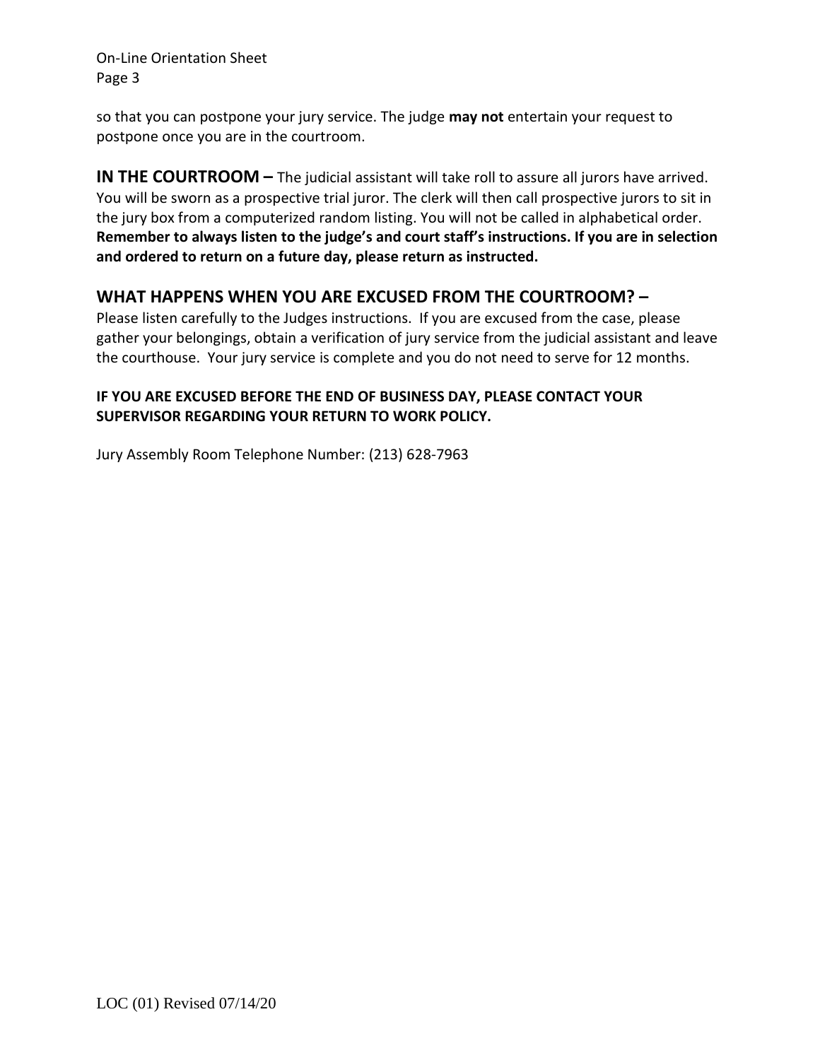so that you can postpone your jury service. The judge **may not** entertain your request to postpone once you are in the courtroom.

**IN THE COURTROOM –** The judicial assistant will take roll to assure all jurors have arrived. You will be sworn as a prospective trial juror. The clerk will then call prospective jurors to sit in the jury box from a computerized random listing. You will not be called in alphabetical order. **Remember to always listen to the judge's and court staff's instructions. If you are in selection and ordered to return on a future day, please return as instructed.**

## WHAT HAPPENS WHEN YOU ARE EXCUSED FROM THE COURTROOM? –

Please listen carefully to the Judges instructions. If you are excused from the case, please gather your belongings, obtain a verification of jury service from the judicial assistant and leave the courthouse. Your jury service is complete and you do not need to serve for 12 months.

**IF YOU ARE EXCUSED BEFORE THE END OF BUSINESS DAY, PLEASE CONTACT YOUR SUPERVISOR REGARDING YOUR RETURN TO WORK POLICY.**

Jury Assembly Room Telephone Number: (213) 628-7963

LOC (01) Revised 07/14/20